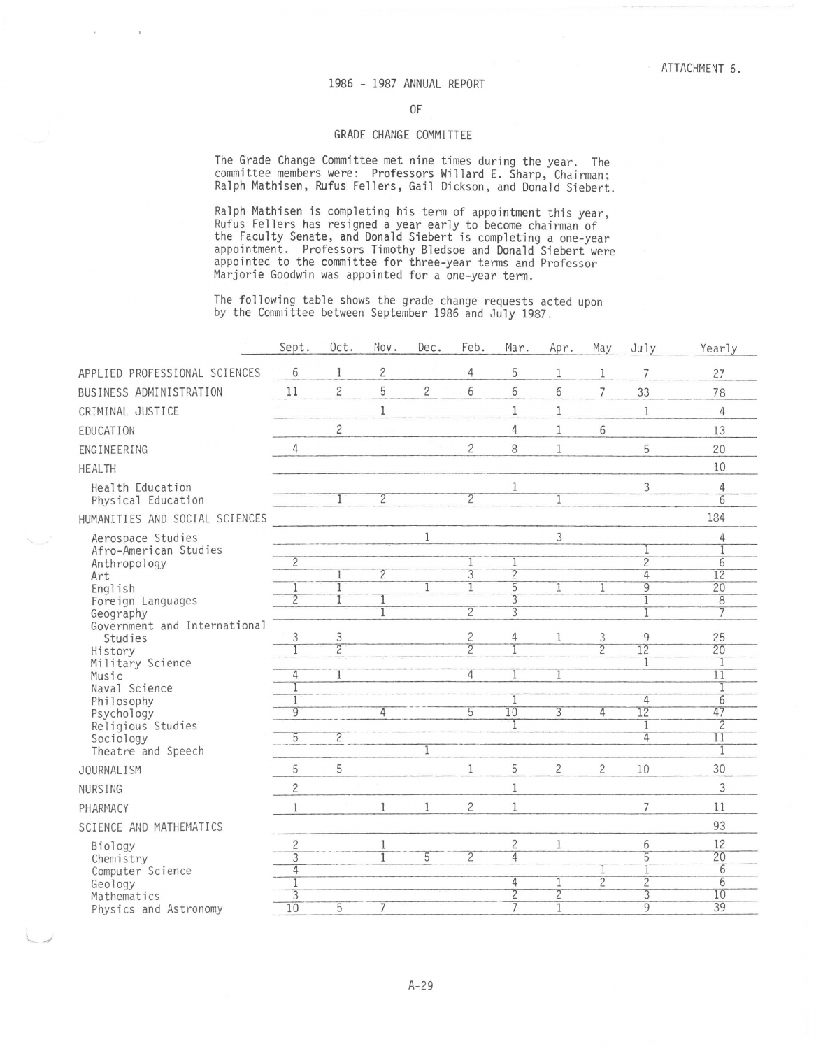ATTACHMENT 6.

# 1986 - 1987 ANNUAL REPORT

## OF

## GRADE CHANGE COMMITTEE

The Grade Change Committee met nine times during the year. The committee members were: Professors Willard E. Sharp, Chairman; Ralph Mathisen, Rufus Fellers, Gail Dickson, and Donald Siebert.

Ralph Mathisen is completing his term of appointment this year, Rufus Fellers has resigned a year early to become chairman of the Faculty Senate, and Donald Siebert is completing a one-year appointment. Professors Timothy Bledsoe and Donald Siebert were appointed to the committee for three-year terms and Professor Marjorie Goodwin was appointed for a one-year term.

The following table shows the grade change requests acted upon by the Committee between September 1986 and July 1987.

| | Sept. | Oct. | Nov. | Dec. | Feb. | Mar. | Apr. | May | July | Yearly |
|---|---|---|---|---|---|---|---|---|---|---|
| APPLIED PROFESSIONAL SCIENCES | 6 | 1 | 2 | | 4 | 5 | 1 | 1 | 7 | 27 |
| BUSINESS ADMINISTRATION | 11 | 2 | 5 | 2 | 6 | 6 | 6 | 7 | 33 | 78 |
| CRIMINAL JUSTICE | | | 1 | | | 1 | 1 | | 1 | 4 |
| EDUCATION | | 2 | | | | 4 | 1 | 6 | | 13 |
| ENGINEERING | 4 | | | | 2 | 8 | 1 | | 5 | 20 |
| HEALTH | | | | | | | | | | 10 |
| Health Education | | | | | | 1 | | | 3 | 4 |
| Physical Education | | 1 | 2 | | 2 | | 1 | | | 6 |
| HUMANITIES AND SOCIAL SCIENCES | | | | | | | | | | 184 |
| Aerospace Studies | | | | 1 | | | 3 | | | 4 |
| Afro-American Studies | | | | | | | | | 1 | 1 |
| Anthropology | 2 | | | | 1 | 1 | | | 2 | 6 |
| Art | | 1 | 2 | | 3 | 2 | | | 4 | 12 |
| English | 1 | 1 | | 1 | 1 | 5 | 1 | 1 | 9 | 20 |
| Foreign Languages | 2 | 1 | 1 | | | 3 | | | 1 | 8 |
| Geography | | | 1 | | 2 | 3 | | | 1 | 7 |
| Government and International Studies | 3 | 3 | | | 2 | 4 | 1 | 3 | 9 | 25 |
| History | 1 | 2 | | | 2 | 1 | | 2 | 12 | 20 |
| Military Science | | | | | | | | | 1 | 1 |
| Music | 4 | 1 | | | 4 | 1 | 1 | | | 11 |
| Naval Science | 1 | | | | | | | | | 1 |
| Philosophy | 1 | | | | | 1 | | | 4 | 6 |
| Psychology | 9 | | 4 | | 5 | 10 | 3 | 4 | 12 | 47 |
| Religious Studies | | | | | | 1 | | | 1 | 2 |
| Sociology | 5 | 2 | | | | | | | 4 | 11 |
| Theatre and Speech | | | | 1 | | | | | | 1 |
| JOURNALISM | 5 | 5 | | | 1 | 5 | 2 | 2 | 10 | 30 |
| NURSING | 2 | | | | | 1 | | | | 3 |
| PHARMACY | 1 | | 1 | 1 | 2 | 1 | | | 7 | 11 |
| SCIENCE AND MATHEMATICS | | | | | | | | | | 93 |
| Biology | 2 | | 1 | | | 2 | 1 | | 6 | 12 |
| Chemistry | 3 | | 1 | 5 | 2 | 4 | | | 5 | 20 |
| Computer Science | 4 | | | | | | | 1 | 1 | 6 |
| Geology | 1 | | | | | 4 | 1 | 2 | 2 | 6 |
| Mathematics | 3 | | | | | 2 | 2 | | 3 | 10 |
| Physics and Astronomy | 10 | 5 | 7 | | | 7 | 1 | | 9 | 39 |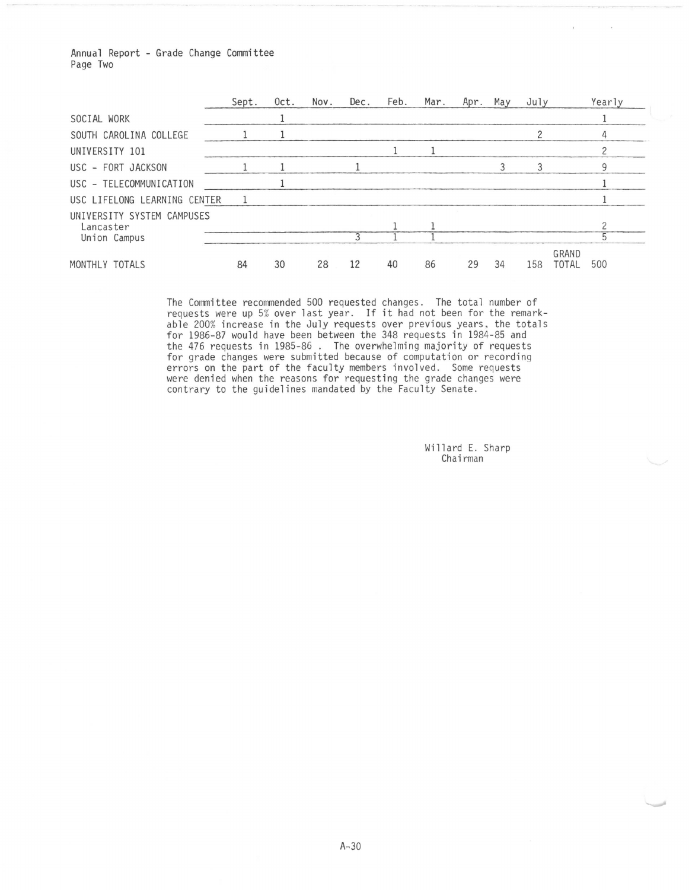| | Sept. | Oct. | Nov. | Dec. | Feb. | Mar. | Apr. | May | July | Yearly |
|---|---|---|---|---|---|---|---|---|---|---|
| SOCIAL WORK | | 1 | | | | | | | | 1 |
| SOUTH CAROLINA COLLEGE | 1 | 1 | | | | | | | 2 | 4 |
| UNIVERSITY 101 | | | | | 1 | 1 | | | | 2 |
| USC - FORT JACKSON | 1 | 1 | | 1 | | | | 3 | 3 | 9 |
| USC - TELECOMMUNICATION | | 1 | | | | | | | | 1 |
| USC LIFELONG LEARNING CENTER | 1 | | | | | | | | | 1 |
| UNIVERSITY SYSTEM CAMPUSES | | | | | | | | | | |
| Lancaster | | | | | 1 | 1 | | | | 2 |
| Union Campus | | | | 3 | 1 | 1 | | | | 5 |
| MONTHLY TOTALS | 84 | 30 | 28 | 12 | 40 | 86 | 29 | 34 | 158 | GRAND TOTAL 500 |

The Committee recommended 500 requested changes. The total number of requests were up 5% over last year. If it had not been for the remarkable 200% increase in the July requests over previous years, the totals for 1986-87 would have been between the 348 requests in 1984-85 and the 476 requests in 1985-86 . The overwhelming majority of requests for grade changes were submitted because of computation or recording errors on the part of the faculty members involved. Some requests were denied when the reasons for requesting the grade changes were contrary to the guidelines mandated by the Faculty Senate.

Willard E. Sharp
Chairman